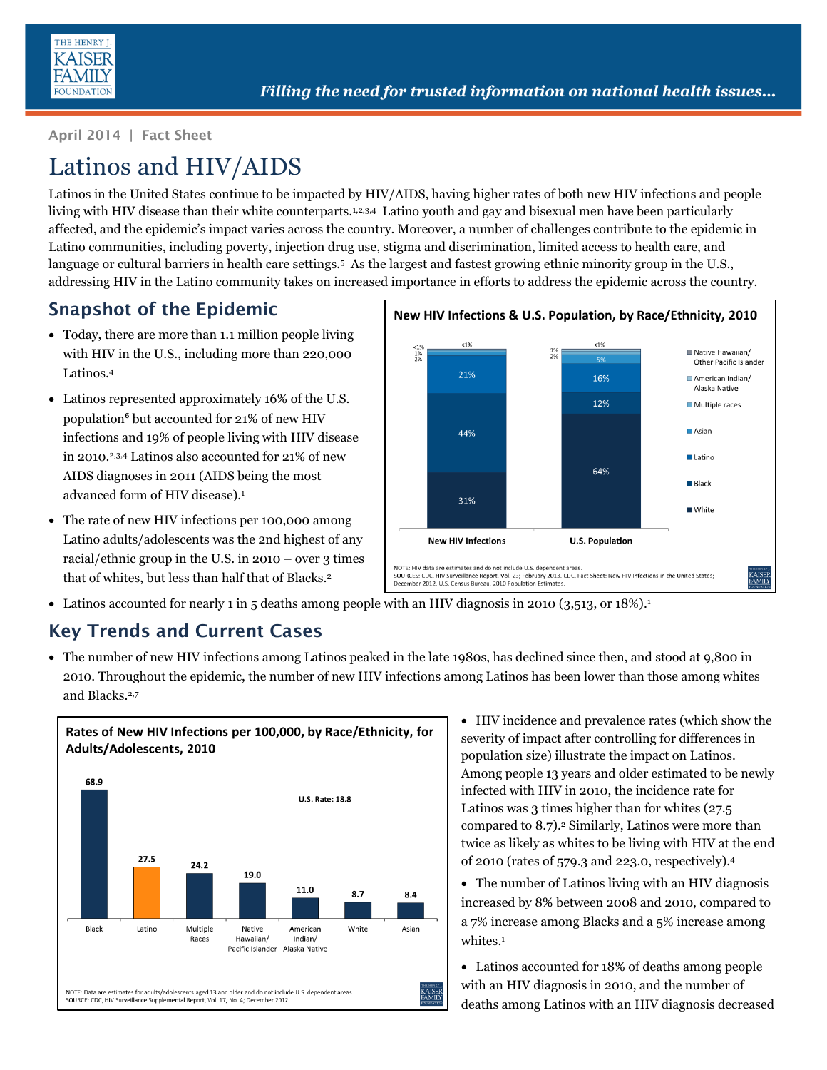April 2014 | Fact Sheet

# Latinos and HIV/AIDS

Latinos in the United States continue to be impacted by HIV/AIDS, having higher rates of both new HIV infections and people living with HIV disease than their white counterparts.[1,2,3,4] Latino youth and gay and bisexual men have been particularly affected, and the epidemic's impact varies across the country. Moreover, a number of challenges contribute to the epidemic in Latino communities, including poverty, injection drug use, stigma and discrimination, limited access to health care, and language or cultural barriers in health care settings.[5] As the largest and fastest growing ethnic minority group in the U.S., addressing HIV in the Latino community takes on increased importance in efforts to address the epidemic across the country.

## Snapshot of the Epidemic

- Today, there are more than 1.1 million people living with HIV in the U.S., including more than 220,000 Latinos.[4]
- Latinos represented approximately 16% of the U.S. population[6] but accounted for 21% of new HIV infections and 19% of people living with HIV disease in 2010.[2,3,4] Latinos also accounted for 21% of new AIDS diagnoses in 2011 (AIDS being the most advanced form of HIV disease).[1]
- The rate of new HIV infections per 100,000 among Latino adults/adolescents was the 2nd highest of any racial/ethnic group in the U.S. in 2010 – over 3 times that of whites, but less than half that of Blacks.[2]

**New HIV Infections & U.S. Population, by Race/Ethnicity, 2010**

| | New HIV Infections | U.S. Population |
|---|---|---|
| Native Hawaiian/Other Pacific Islander | <1% | <1% |
| American Indian/Alaska Native | <1% | 1% |
| Multiple races | 1% | 2% |
| Asian | 2% | 5% |
| Latino | 21% | 16% |
| Black | 44% | 12% |
| White | 31% | 64% |

NOTE: HIV data are estimates and do not include U.S. dependent areas.
SOURCES: CDC, HIV Surveillance Report, Vol. 23; February 2013. CDC, Fact Sheet: New HIV Infections in the United States; December 2012. U.S. Census Bureau, 2010 Population Estimates.

- Latinos accounted for nearly 1 in 5 deaths among people with an HIV diagnosis in 2010 (3,513, or 18%).[1]

## Key Trends and Current Cases

- The number of new HIV infections among Latinos peaked in the late 1980s, has declined since then, and stood at 9,800 in 2010. Throughout the epidemic, the number of new HIV infections among Latinos has been lower than those among whites and Blacks.[2,7]

**Rates of New HIV Infections per 100,000, by Race/Ethnicity, for Adults/Adolescents, 2010**

U.S. Rate: 18.8

| Race/Ethnicity | Rate |
|---|---|
| Black | 68.9 |
| Latino | 27.5 |
| Multiple Races | 24.2 |
| Native Hawaiian/Pacific Islander | 19.0 |
| American Indian/Alaska Native | 11.0 |
| White | 8.7 |
| Asian | 8.4 |

NOTE: Data are estimates for adults/adolescents aged 13 and older and do not include U.S. dependent areas.
SOURCE: CDC, HIV Surveillance Supplemental Report, Vol. 17, No. 4; December 2012.

- HIV incidence and prevalence rates (which show the severity of impact after controlling for differences in population size) illustrate the impact on Latinos. Among people 13 years and older estimated to be newly infected with HIV in 2010, the incidence rate for Latinos was 3 times higher than for whites (27.5 compared to 8.7).[2] Similarly, Latinos were more than twice as likely as whites to be living with HIV at the end of 2010 (rates of 579.3 and 223.0, respectively).[4]
- The number of Latinos living with an HIV diagnosis increased by 8% between 2008 and 2010, compared to a 7% increase among Blacks and a 5% increase among whites.[1]
- Latinos accounted for 18% of deaths among people with an HIV diagnosis in 2010, and the number of deaths among Latinos with an HIV diagnosis decreased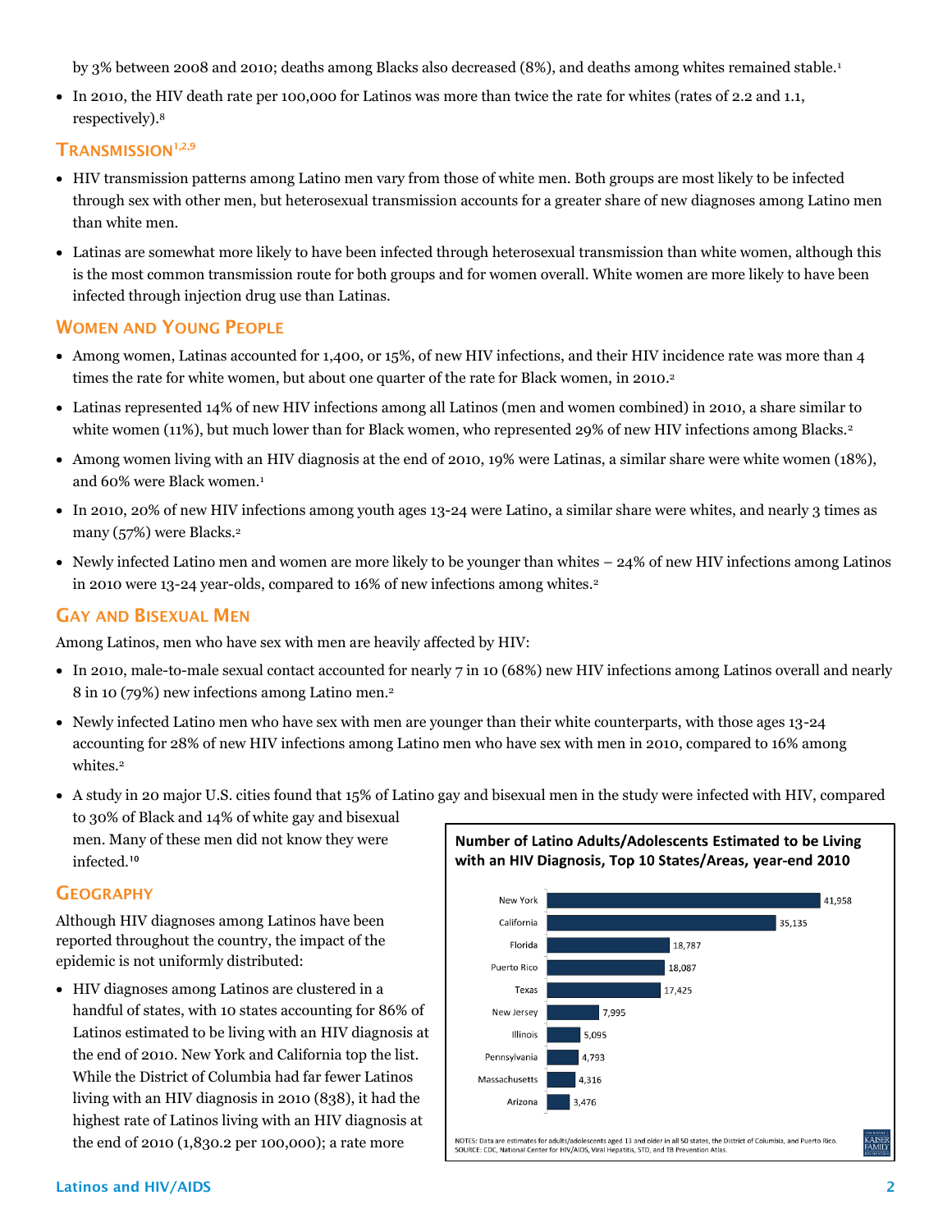by 3% between 2008 and 2010; deaths among Blacks also decreased (8%), and deaths among whites remained stable.[1]

- In 2010, the HIV death rate per 100,000 for Latinos was more than twice the rate for whites (rates of 2.2 and 1.1, respectively).[8]

## Transmission[1,2,9]

- HIV transmission patterns among Latino men vary from those of white men. Both groups are most likely to be infected through sex with other men, but heterosexual transmission accounts for a greater share of new diagnoses among Latino men than white men.
- Latinas are somewhat more likely to have been infected through heterosexual transmission than white women, although this is the most common transmission route for both groups and for women overall. White women are more likely to have been infected through injection drug use than Latinas.

## Women and Young People

- Among women, Latinas accounted for 1,400, or 15%, of new HIV infections, and their HIV incidence rate was more than 4 times the rate for white women, but about one quarter of the rate for Black women, in 2010.[2]
- Latinas represented 14% of new HIV infections among all Latinos (men and women combined) in 2010, a share similar to white women (11%), but much lower than for Black women, who represented 29% of new HIV infections among Blacks.[2]
- Among women living with an HIV diagnosis at the end of 2010, 19% were Latinas, a similar share were white women (18%), and 60% were Black women.[1]
- In 2010, 20% of new HIV infections among youth ages 13-24 were Latino, a similar share were whites, and nearly 3 times as many (57%) were Blacks.[2]
- Newly infected Latino men and women are more likely to be younger than whites – 24% of new HIV infections among Latinos in 2010 were 13-24 year-olds, compared to 16% of new infections among whites.[2]

## Gay and Bisexual Men

Among Latinos, men who have sex with men are heavily affected by HIV:

- In 2010, male-to-male sexual contact accounted for nearly 7 in 10 (68%) new HIV infections among Latinos overall and nearly 8 in 10 (79%) new infections among Latino men.[2]
- Newly infected Latino men who have sex with men are younger than their white counterparts, with those ages 13-24 accounting for 28% of new HIV infections among Latino men who have sex with men in 2010, compared to 16% among whites.[2]
- A study in 20 major U.S. cities found that 15% of Latino gay and bisexual men in the study were infected with HIV, compared to 30% of Black and 14% of white gay and bisexual men. Many of these men did not know they were infected.[10]

## Geography

Although HIV diagnoses among Latinos have been reported throughout the country, the impact of the epidemic is not uniformly distributed:

- HIV diagnoses among Latinos are clustered in a handful of states, with 10 states accounting for 86% of Latinos estimated to be living with an HIV diagnosis at the end of 2010. New York and California top the list. While the District of Columbia had far fewer Latinos living with an HIV diagnosis in 2010 (838), it had the highest rate of Latinos living with an HIV diagnosis at the end of 2010 (1,830.2 per 100,000); a rate more

**Number of Latino Adults/Adolescents Estimated to be Living with an HIV Diagnosis, Top 10 States/Areas, year-end 2010**

| State/Area | Number |
|---|---|
| New York | 41,958 |
| California | 35,135 |
| Florida | 18,787 |
| Puerto Rico | 18,087 |
| Texas | 17,425 |
| New Jersey | 7,995 |
| Illinois | 5,095 |
| Pennsylvania | 4,793 |
| Massachusetts | 4,316 |
| Arizona | 3,476 |

NOTES: Data are estimates for adults/adolescents aged 13 and older in all 50 states, the District of Columbia, and Puerto Rico.
SOURCE: CDC, National Center for HIV/AIDS, Viral Hepatitis, STD, and TB Prevention Atlas.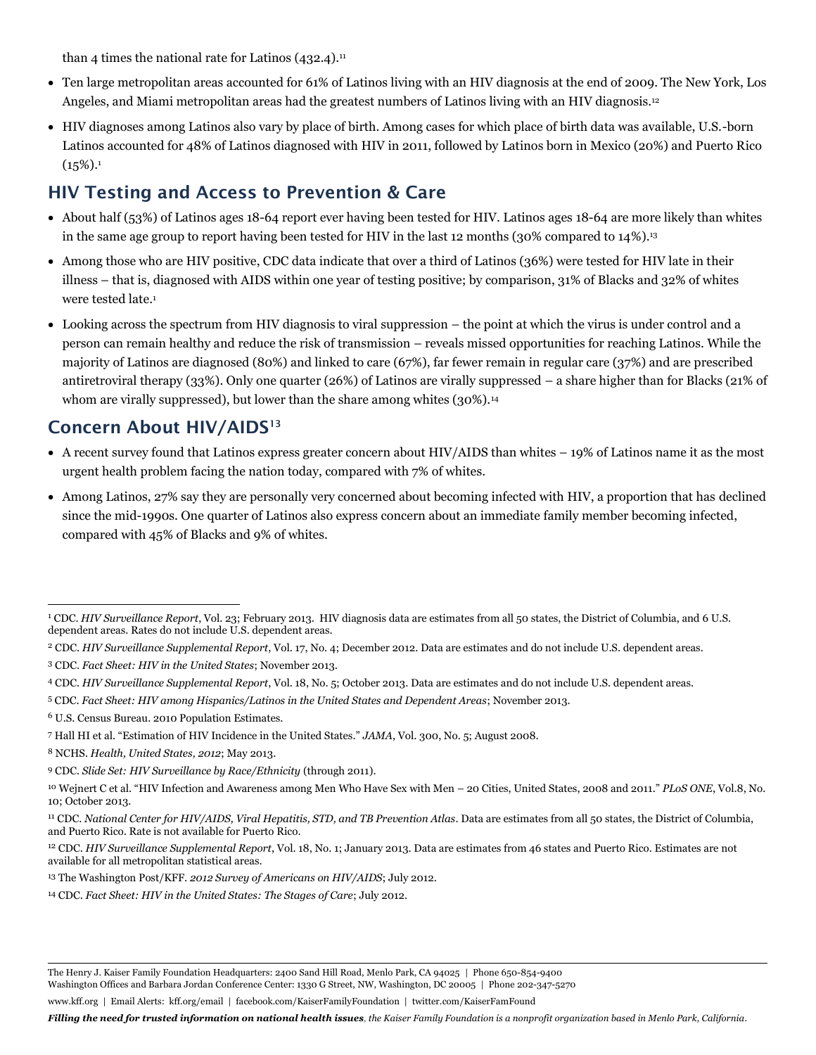than 4 times the national rate for Latinos (432.4).[11]

- Ten large metropolitan areas accounted for 61% of Latinos living with an HIV diagnosis at the end of 2009. The New York, Los Angeles, and Miami metropolitan areas had the greatest numbers of Latinos living with an HIV diagnosis.[12]
- HIV diagnoses among Latinos also vary by place of birth. Among cases for which place of birth data was available, U.S.-born Latinos accounted for 48% of Latinos diagnosed with HIV in 2011, followed by Latinos born in Mexico (20%) and Puerto Rico (15%).[1]

## HIV Testing and Access to Prevention & Care

- About half (53%) of Latinos ages 18-64 report ever having been tested for HIV. Latinos ages 18-64 are more likely than whites in the same age group to report having been tested for HIV in the last 12 months (30% compared to 14%).[13]
- Among those who are HIV positive, CDC data indicate that over a third of Latinos (36%) were tested for HIV late in their illness – that is, diagnosed with AIDS within one year of testing positive; by comparison, 31% of Blacks and 32% of whites were tested late.[1]
- Looking across the spectrum from HIV diagnosis to viral suppression – the point at which the virus is under control and a person can remain healthy and reduce the risk of transmission – reveals missed opportunities for reaching Latinos. While the majority of Latinos are diagnosed (80%) and linked to care (67%), far fewer remain in regular care (37%) and are prescribed antiretroviral therapy (33%). Only one quarter (26%) of Latinos are virally suppressed – a share higher than for Blacks (21% of whom are virally suppressed), but lower than the share among whites (30%).[14]

## Concern About HIV/AIDS[13]

- A recent survey found that Latinos express greater concern about HIV/AIDS than whites – 19% of Latinos name it as the most urgent health problem facing the nation today, compared with 7% of whites.
- Among Latinos, 27% say they are personally very concerned about becoming infected with HIV, a proportion that has declined since the mid-1990s. One quarter of Latinos also express concern about an immediate family member becoming infected, compared with 45% of Blacks and 9% of whites.

---

[1] CDC. *HIV Surveillance Report*, Vol. 23; February 2013. HIV diagnosis data are estimates from all 50 states, the District of Columbia, and 6 U.S. dependent areas. Rates do not include U.S. dependent areas.

[2] CDC. *HIV Surveillance Supplemental Report*, Vol. 17, No. 4; December 2012. Data are estimates and do not include U.S. dependent areas.

[3] CDC. *Fact Sheet: HIV in the United States*; November 2013.

[4] CDC. *HIV Surveillance Supplemental Report*, Vol. 18, No. 5; October 2013. Data are estimates and do not include U.S. dependent areas.

[5] CDC. *Fact Sheet: HIV among Hispanics/Latinos in the United States and Dependent Areas*; November 2013.

[6] U.S. Census Bureau. 2010 Population Estimates.

[7] Hall HI et al. "Estimation of HIV Incidence in the United States." *JAMA*, Vol. 300, No. 5; August 2008.

[8] NCHS. *Health, United States, 2012*; May 2013.

[9] CDC. *Slide Set: HIV Surveillance by Race/Ethnicity* (through 2011).

[10] Wejnert C et al. "HIV Infection and Awareness among Men Who Have Sex with Men – 20 Cities, United States, 2008 and 2011." *PLoS ONE*, Vol.8, No. 10; October 2013.

[11] CDC. *National Center for HIV/AIDS, Viral Hepatitis, STD, and TB Prevention Atlas*. Data are estimates from all 50 states, the District of Columbia, and Puerto Rico. Rate is not available for Puerto Rico.

[12] CDC. *HIV Surveillance Supplemental Report*, Vol. 18, No. 1; January 2013. Data are estimates from 46 states and Puerto Rico. Estimates are not available for all metropolitan statistical areas.

[13] The Washington Post/KFF. *2012 Survey of Americans on HIV/AIDS*; July 2012.

[14] CDC. *Fact Sheet: HIV in the United States: The Stages of Care*; July 2012.

---

The Henry J. Kaiser Family Foundation Headquarters: 2400 Sand Hill Road, Menlo Park, CA 94025 | Phone 650-854-9400
Washington Offices and Barbara Jordan Conference Center: 1330 G Street, NW, Washington, DC 20005 | Phone 202-347-5270

www.kff.org | Email Alerts: kff.org/email | facebook.com/KaiserFamilyFoundation | twitter.com/KaiserFamFound

***Filling the need for trusted information on national health issues****, the Kaiser Family Foundation is a nonprofit organization based in Menlo Park, California.*